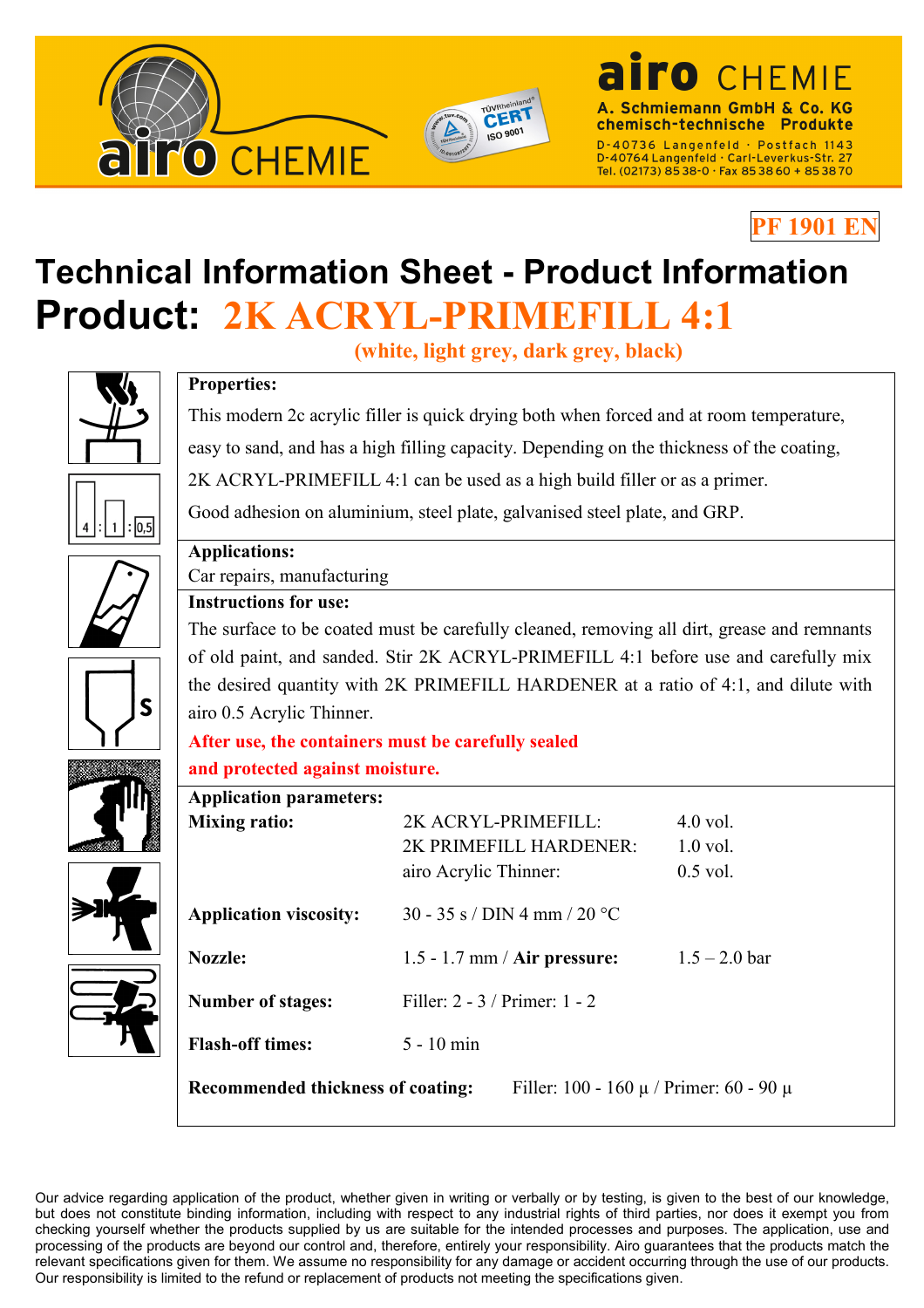**airo CHEMIE**
A. Schmiemann GmbH & Co. KG
chemisch-technische Produkte
D-40736 Langenfeld · Postfach 1143
D-40764 Langenfeld · Carl-Leverkus-Str. 27
Tel. (02173) 85 38-0 · Fax 85 38 60 + 85 38 70

PF 1901 EN

# Technical Information Sheet - Product Information

# Product: 2K ACRYL-PRIMEFILL 4:1

(white, light grey, dark grey, black)

**Properties:**

This modern 2c acrylic filler is quick drying both when forced and at room temperature, easy to sand, and has a high filling capacity. Depending on the thickness of the coating, 2K ACRYL-PRIMEFILL 4:1 can be used as a high build filler or as a primer.

Good adhesion on aluminium, steel plate, galvanised steel plate, and GRP.

**Applications:**

Car repairs, manufacturing

**Instructions for use:**

The surface to be coated must be carefully cleaned, removing all dirt, grease and remnants of old paint, and sanded. Stir 2K ACRYL-PRIMEFILL 4:1 before use and carefully mix the desired quantity with 2K PRIMEFILL HARDENER at a ratio of 4:1, and dilute with airo 0.5 Acrylic Thinner.

**After use, the containers must be carefully sealed and protected against moisture.**

**Application parameters:**

| | | |
|---|---|---|
| **Mixing ratio:** | 2K ACRYL-PRIMEFILL: | 4.0 vol. |
| | 2K PRIMEFILL HARDENER: | 1.0 vol. |
| | airo Acrylic Thinner: | 0.5 vol. |
| **Application viscosity:** | 30 - 35 s / DIN 4 mm / 20 °C | |
| **Nozzle:** | 1.5 - 1.7 mm / **Air pressure:** | 1.5 – 2.0 bar |
| **Number of stages:** | Filler: 2 - 3 / Primer: 1 - 2 | |
| **Flash-off times:** | 5 - 10 min | |
| **Recommended thickness of coating:** | Filler: 100 - 160 µ / Primer: 60 - 90 µ | |

Our advice regarding application of the product, whether given in writing or verbally or by testing, is given to the best of our knowledge, but does not constitute binding information, including with respect to any industrial rights of third parties, nor does it exempt you from checking yourself whether the products supplied by us are suitable for the intended processes and purposes. The application, use and processing of the products are beyond our control and, therefore, entirely your responsibility. Airo guarantees that the products match the relevant specifications given for them. We assume no responsibility for any damage or accident occurring through the use of our products. Our responsibility is limited to the refund or replacement of products not meeting the specifications given.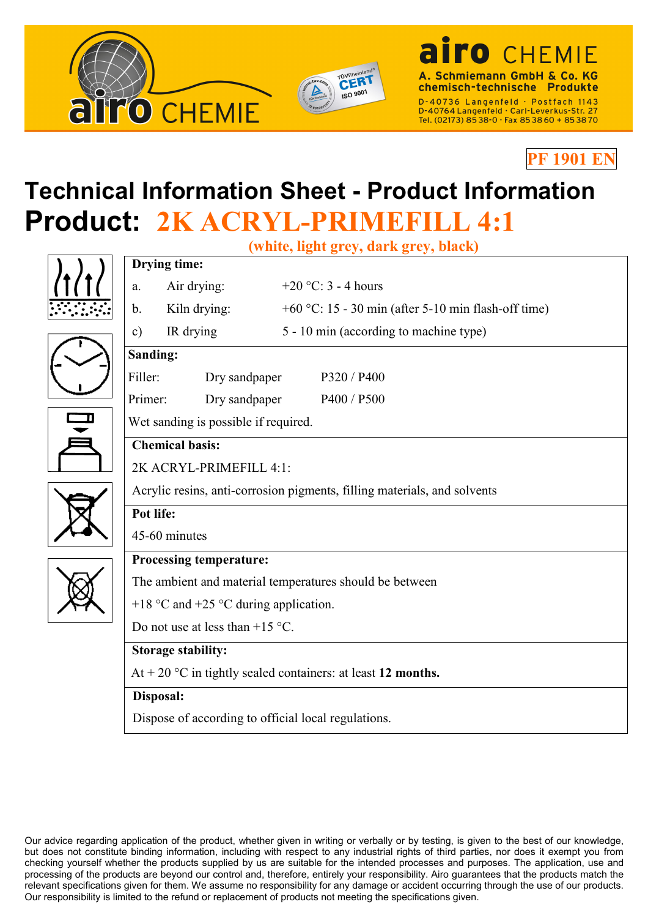**PF 1901 EN**

# Technical Information Sheet - Product Information

## Product: 2K ACRYL-PRIMEFILL 4:1

**(white, light grey, dark grey, black)**

**Drying time:**

| | | |
|---|---|---|
| a. | Air drying: | +20 °C: 3 - 4 hours |
| b. | Kiln drying: | +60 °C: 15 - 30 min (after 5-10 min flash-off time) |
| c) | IR drying | 5 - 10 min (according to machine type) |

**Sanding:**

| | | |
|---|---|---|
| Filler: | Dry sandpaper | P320 / P400 |
| Primer: | Dry sandpaper | P400 / P500 |

Wet sanding is possible if required.

**Chemical basis:**

2K ACRYL-PRIMEFILL 4:1:

Acrylic resins, anti-corrosion pigments, filling materials, and solvents

**Pot life:**

45-60 minutes

**Processing temperature:**

The ambient and material temperatures should be between

+18 °C and +25 °C during application.

Do not use at less than +15 °C.

**Storage stability:**

At + 20 °C in tightly sealed containers: at least **12 months.**

**Disposal:**

Dispose of according to official local regulations.

Our advice regarding application of the product, whether given in writing or verbally or by testing, is given to the best of our knowledge, but does not constitute binding information, including with respect to any industrial rights of third parties, nor does it exempt you from checking yourself whether the products supplied by us are suitable for the intended processes and purposes. The application, use and processing of the products are beyond our control and, therefore, entirely your responsibility. Airo guarantees that the products match the relevant specifications given for them. We assume no responsibility for any damage or accident occurring through the use of our products. Our responsibility is limited to the refund or replacement of products not meeting the specifications given.